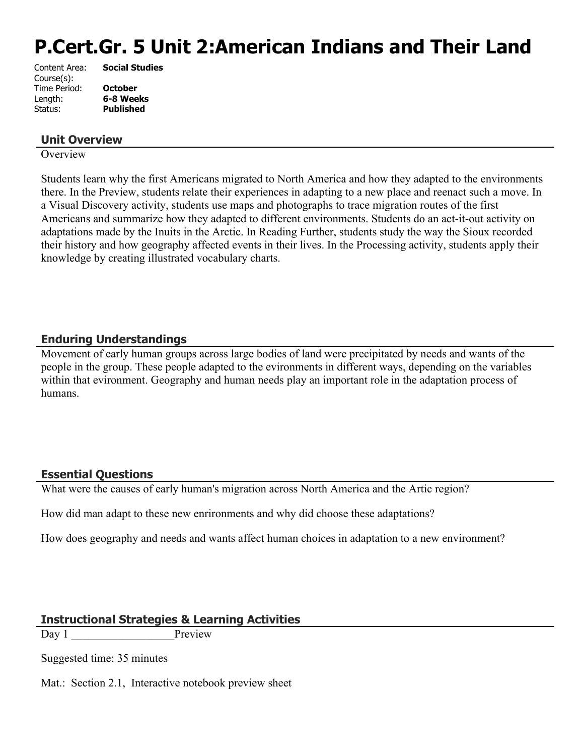# P.Cert.Gr. 5 Unit 2:American Indians and Their Land

Content Area: **Social Studies**
Course(s):
Time Period: **October**
Length: **6-8 Weeks**
Status: **Published**

## Unit Overview

Overview

Students learn why the first Americans migrated to North America and how they adapted to the environments there. In the Preview, students relate their experiences in adapting to a new place and reenact such a move. In a Visual Discovery activity, students use maps and photographs to trace migration routes of the first Americans and summarize how they adapted to different environments. Students do an act-it-out activity on adaptations made by the Inuits in the Arctic. In Reading Further, students study the way the Sioux recorded their history and how geography affected events in their lives. In the Processing activity, students apply their knowledge by creating illustrated vocabulary charts.

## Enduring Understandings

Movement of early human groups across large bodies of land were precipitated by needs and wants of the people in the group. These people adapted to the evironments in different ways, depending on the variables within that evironment. Geography and human needs play an important role in the adaptation process of humans.

## Essential Questions

What were the causes of early human's migration across North America and the Artic region?

How did man adapt to these new enrironments and why did choose these adaptations?

How does geography and needs and wants affect human choices in adaptation to a new environment?

## Instructional Strategies & Learning Activities

Day 1 __________________Preview

Suggested time: 35 minutes

Mat.: Section 2.1, Interactive notebook preview sheet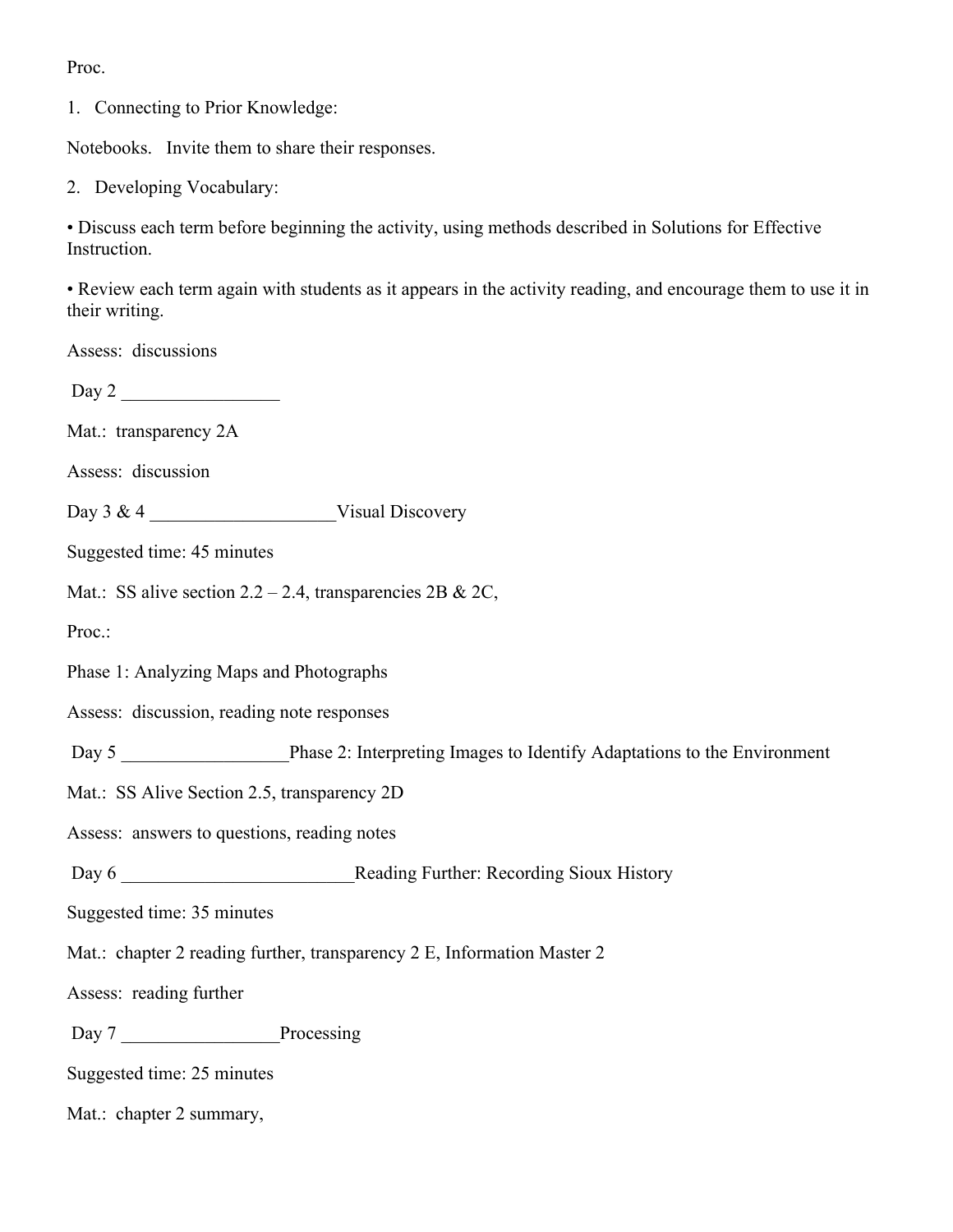Proc.

1. Connecting to Prior Knowledge:

Notebooks. Invite them to share their responses.

2. Developing Vocabulary:

• Discuss each term before beginning the activity, using methods described in Solutions for Effective Instruction.

• Review each term again with students as it appears in the activity reading, and encourage them to use it in their writing.

Assess: discussions

Day 2 _________________

Mat.: transparency 2A

Assess: discussion

Day 3 & 4 ____________________Visual Discovery

Suggested time: 45 minutes

Mat.: SS alive section 2.2 – 2.4, transparencies 2B & 2C,

Proc.:

Phase 1: Analyzing Maps and Photographs

Assess: discussion, reading note responses

Day 5 __________________Phase 2: Interpreting Images to Identify Adaptations to the Environment

Mat.: SS Alive Section 2.5, transparency 2D

Assess: answers to questions, reading notes

Day 6 _________________________Reading Further: Recording Sioux History

Suggested time: 35 minutes

Mat.: chapter 2 reading further, transparency 2 E, Information Master 2

Assess: reading further

Day 7 _________________Processing

Suggested time: 25 minutes

Mat.: chapter 2 summary,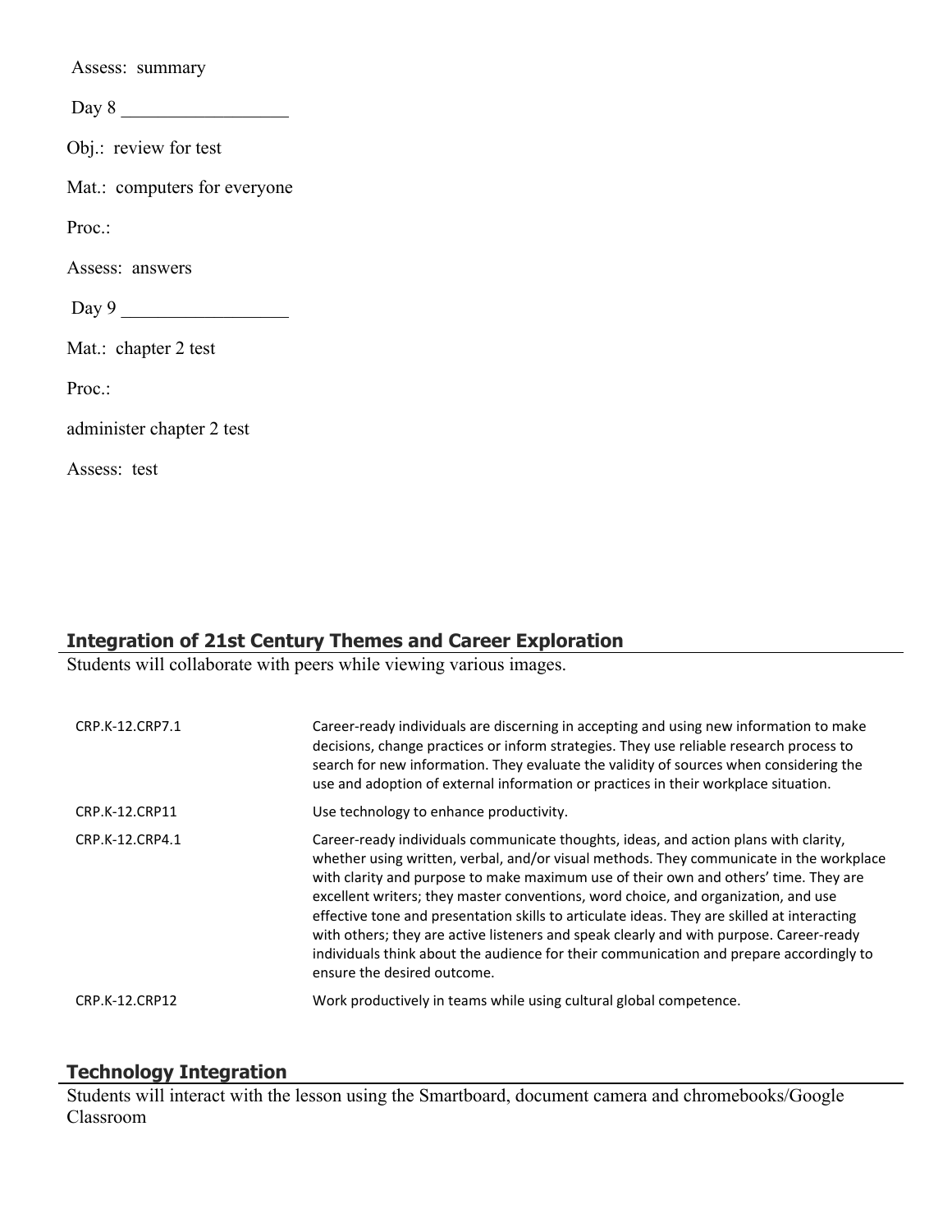Assess: summary

Day 8 __________________

Obj.: review for test

Mat.: computers for everyone

Proc.:

Assess: answers

Day 9 __________________

Mat.: chapter 2 test

Proc.:

administer chapter 2 test

Assess: test

## Integration of 21st Century Themes and Career Exploration

Students will collaborate with peers while viewing various images.

| | |
|---|---|
| CRP.K-12.CRP7.1 | Career-ready individuals are discerning in accepting and using new information to make decisions, change practices or inform strategies. They use reliable research process to search for new information. They evaluate the validity of sources when considering the use and adoption of external information or practices in their workplace situation. |
| CRP.K-12.CRP11 | Use technology to enhance productivity. |
| CRP.K-12.CRP4.1 | Career-ready individuals communicate thoughts, ideas, and action plans with clarity, whether using written, verbal, and/or visual methods. They communicate in the workplace with clarity and purpose to make maximum use of their own and others' time. They are excellent writers; they master conventions, word choice, and organization, and use effective tone and presentation skills to articulate ideas. They are skilled at interacting with others; they are active listeners and speak clearly and with purpose. Career-ready individuals think about the audience for their communication and prepare accordingly to ensure the desired outcome. |
| CRP.K-12.CRP12 | Work productively in teams while using cultural global competence. |

## Technology Integration

Students will interact with the lesson using the Smartboard, document camera and chromebooks/Google Classroom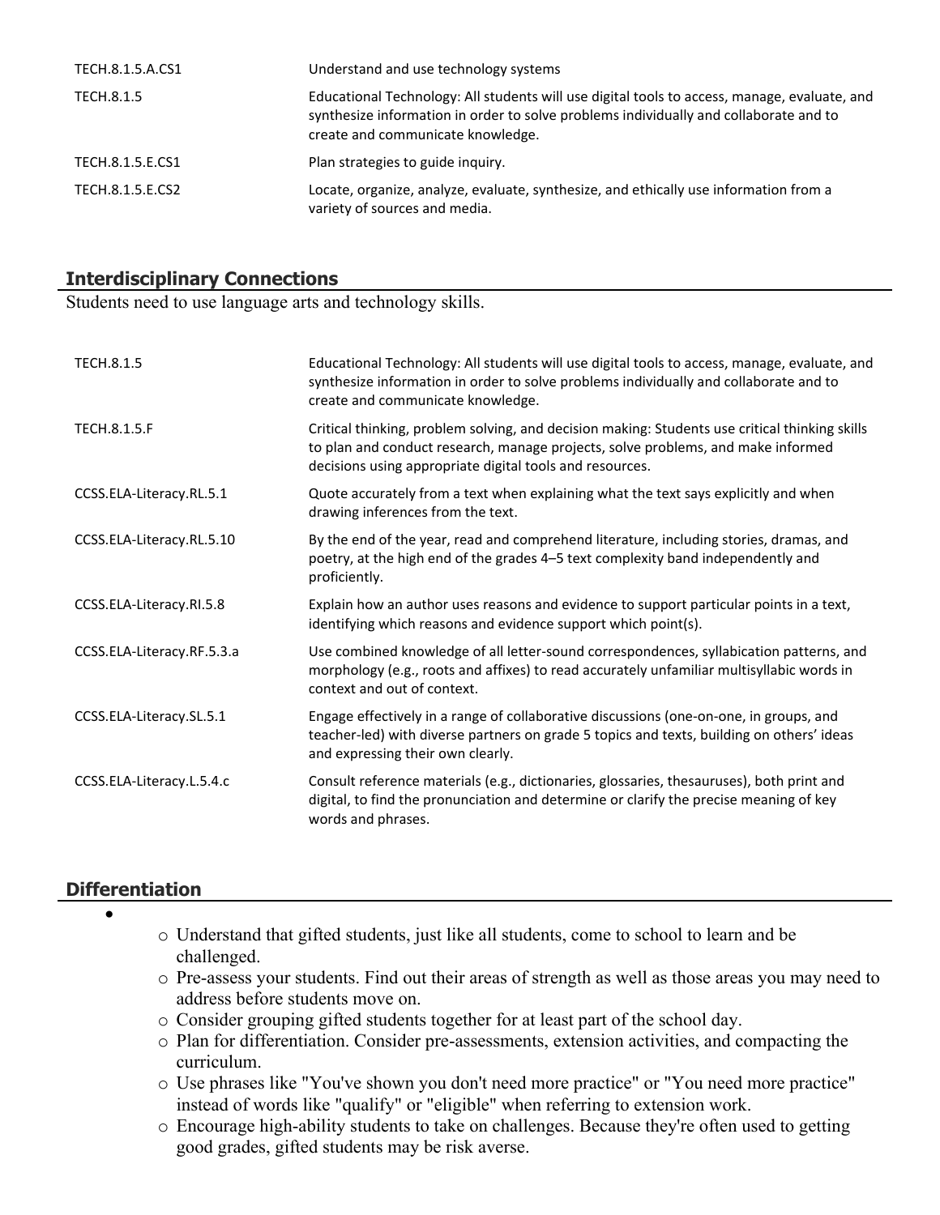| | |
|---|---|
| TECH.8.1.5.A.CS1 | Understand and use technology systems |
| TECH.8.1.5 | Educational Technology: All students will use digital tools to access, manage, evaluate, and synthesize information in order to solve problems individually and collaborate and to create and communicate knowledge. |
| TECH.8.1.5.E.CS1 | Plan strategies to guide inquiry. |
| TECH.8.1.5.E.CS2 | Locate, organize, analyze, evaluate, synthesize, and ethically use information from a variety of sources and media. |

## Interdisciplinary Connections

Students need to use language arts and technology skills.

| | |
|---|---|
| TECH.8.1.5 | Educational Technology: All students will use digital tools to access, manage, evaluate, and synthesize information in order to solve problems individually and collaborate and to create and communicate knowledge. |
| TECH.8.1.5.F | Critical thinking, problem solving, and decision making: Students use critical thinking skills to plan and conduct research, manage projects, solve problems, and make informed decisions using appropriate digital tools and resources. |
| CCSS.ELA-Literacy.RL.5.1 | Quote accurately from a text when explaining what the text says explicitly and when drawing inferences from the text. |
| CCSS.ELA-Literacy.RL.5.10 | By the end of the year, read and comprehend literature, including stories, dramas, and poetry, at the high end of the grades 4–5 text complexity band independently and proficiently. |
| CCSS.ELA-Literacy.RI.5.8 | Explain how an author uses reasons and evidence to support particular points in a text, identifying which reasons and evidence support which point(s). |
| CCSS.ELA-Literacy.RF.5.3.a | Use combined knowledge of all letter-sound correspondences, syllabication patterns, and morphology (e.g., roots and affixes) to read accurately unfamiliar multisyllabic words in context and out of context. |
| CCSS.ELA-Literacy.SL.5.1 | Engage effectively in a range of collaborative discussions (one-on-one, in groups, and teacher-led) with diverse partners on grade 5 topics and texts, building on others' ideas and expressing their own clearly. |
| CCSS.ELA-Literacy.L.5.4.c | Consult reference materials (e.g., dictionaries, glossaries, thesauruses), both print and digital, to find the pronunciation and determine or clarify the precise meaning of key words and phrases. |

## Differentiation

- 
  - Understand that gifted students, just like all students, come to school to learn and be challenged.
  - Pre-assess your students. Find out their areas of strength as well as those areas you may need to address before students move on.
  - Consider grouping gifted students together for at least part of the school day.
  - Plan for differentiation. Consider pre-assessments, extension activities, and compacting the curriculum.
  - Use phrases like "You've shown you don't need more practice" or "You need more practice" instead of words like "qualify" or "eligible" when referring to extension work.
  - Encourage high-ability students to take on challenges. Because they're often used to getting good grades, gifted students may be risk averse.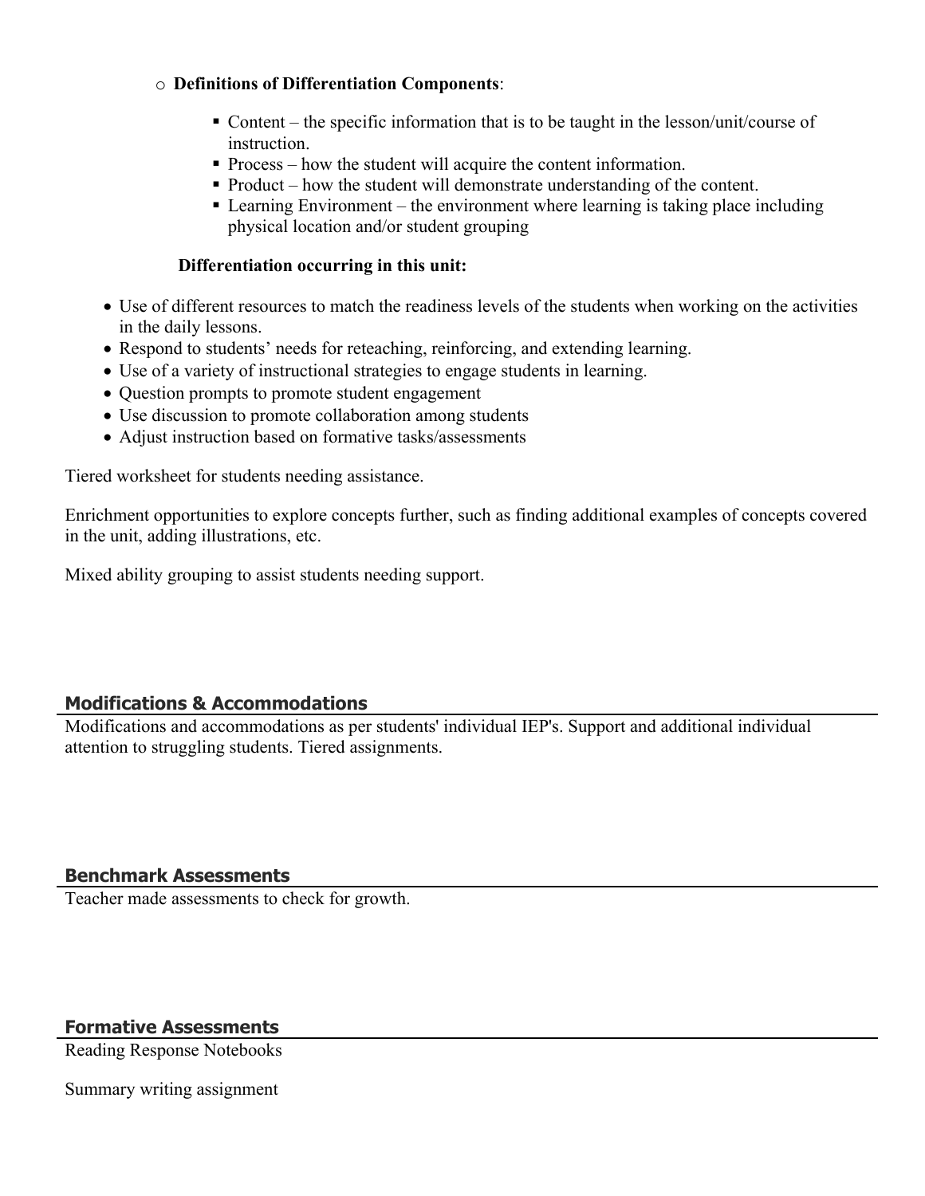- **Definitions of Differentiation Components**:
  - Content – the specific information that is to be taught in the lesson/unit/course of instruction.
  - Process – how the student will acquire the content information.
  - Product – how the student will demonstrate understanding of the content.
  - Learning Environment – the environment where learning is taking place including physical location and/or student grouping

**Differentiation occurring in this unit:**

- Use of different resources to match the readiness levels of the students when working on the activities in the daily lessons.
- Respond to students' needs for reteaching, reinforcing, and extending learning.
- Use of a variety of instructional strategies to engage students in learning.
- Question prompts to promote student engagement
- Use discussion to promote collaboration among students
- Adjust instruction based on formative tasks/assessments

Tiered worksheet for students needing assistance.

Enrichment opportunities to explore concepts further, such as finding additional examples of concepts covered in the unit, adding illustrations, etc.

Mixed ability grouping to assist students needing support.

## Modifications & Accommodations

Modifications and accommodations as per students' individual IEP's. Support and additional individual attention to struggling students. Tiered assignments.

## Benchmark Assessments

Teacher made assessments to check for growth.

## Formative Assessments

Reading Response Notebooks

Summary writing assignment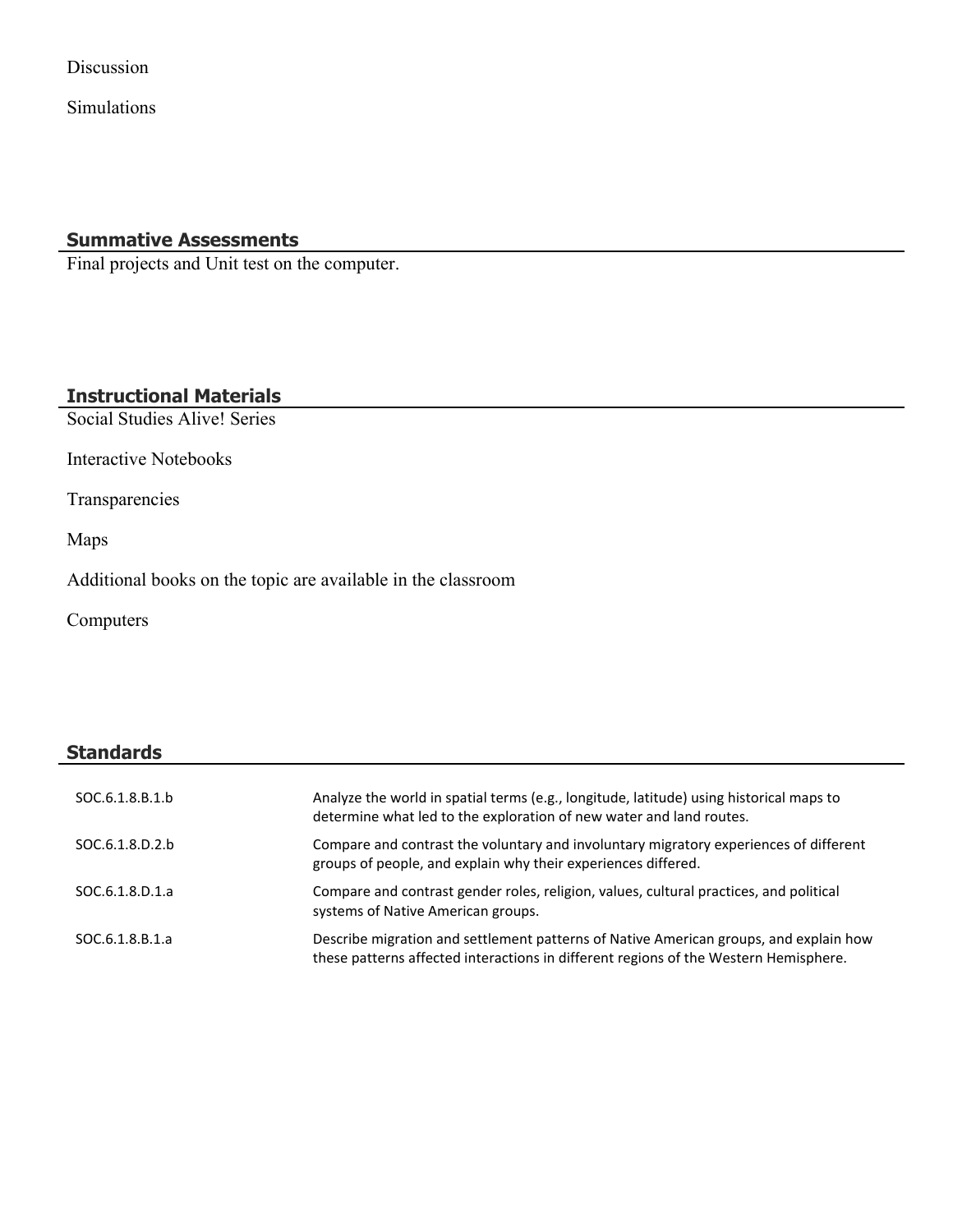Discussion

Simulations

## Summative Assessments

Final projects and Unit test on the computer.

## Instructional Materials

Social Studies Alive! Series

Interactive Notebooks

Transparencies

Maps

Additional books on the topic are available in the classroom

Computers

## Standards

| | |
|---|---|
| SOC.6.1.8.B.1.b | Analyze the world in spatial terms (e.g., longitude, latitude) using historical maps to determine what led to the exploration of new water and land routes. |
| SOC.6.1.8.D.2.b | Compare and contrast the voluntary and involuntary migratory experiences of different groups of people, and explain why their experiences differed. |
| SOC.6.1.8.D.1.a | Compare and contrast gender roles, religion, values, cultural practices, and political systems of Native American groups. |
| SOC.6.1.8.B.1.a | Describe migration and settlement patterns of Native American groups, and explain how these patterns affected interactions in different regions of the Western Hemisphere. |